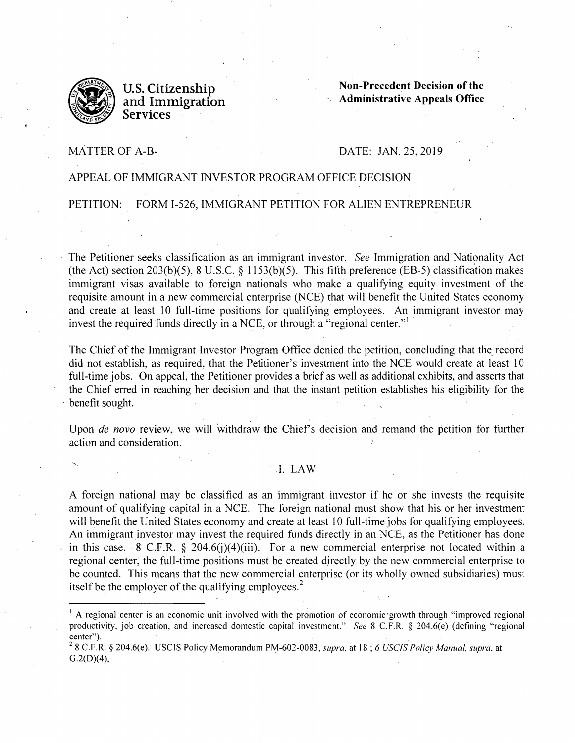**U.S. Citizenship and Immigration Services**

**Non-Precedent Decision of the Administrative Appeals Office**

MATTER OF A-B-

DATE: JAN. 25, 2019

APPEAL OF IMMIGRANT INVESTOR PROGRAM OFFICE DECISION

PETITION: FORM I-526, IMMIGRANT PETITION FOR ALIEN ENTREPRENEUR

The Petitioner seeks classification as an immigrant investor. *See* Immigration and Nationality Act (the Act) section 203(b)(5), 8 U.S.C. § 1153(b)(5). This fifth preference (EB-5) classification makes immigrant visas available to foreign nationals who make a qualifying equity investment of the requisite amount in a new commercial enterprise (NCE) that will benefit the United States economy and create at least 10 full-time positions for qualifying employees. An immigrant investor may invest the required funds directly in a NCE, or through a "regional center."[1]

The Chief of the Immigrant Investor Program Office denied the petition, concluding that the record did not establish, as required, that the Petitioner's investment into the NCE would create at least 10 full-time jobs. On appeal, the Petitioner provides a brief as well as additional exhibits, and asserts that the Chief erred in reaching her decision and that the instant petition establishes his eligibility for the benefit sought.

Upon *de novo* review, we will withdraw the Chief's decision and remand the petition for further action and consideration.

## I. LAW

A foreign national may be classified as an immigrant investor if he or she invests the requisite amount of qualifying capital in a NCE. The foreign national must show that his or her investment will benefit the United States economy and create at least 10 full-time jobs for qualifying employees. An immigrant investor may invest the required funds directly in an NCE, as the Petitioner has done in this case. 8 C.F.R. § 204.6(j)(4)(iii). For a new commercial enterprise not located within a regional center, the full-time positions must be created directly by the new commercial enterprise to be counted. This means that the new commercial enterprise (or its wholly owned subsidiaries) must itself be the employer of the qualifying employees.[2]

---

[1] A regional center is an economic unit involved with the promotion of economic growth through "improved regional productivity, job creation, and increased domestic capital investment." *See* 8 C.F.R. § 204.6(e) (defining "regional center").

[2] 8 C.F.R. § 204.6(e). USCIS Policy Memorandum PM-602-0083, *supra*, at 18 ; *6 USCIS Policy Manual, supra*, at G.2(D)(4),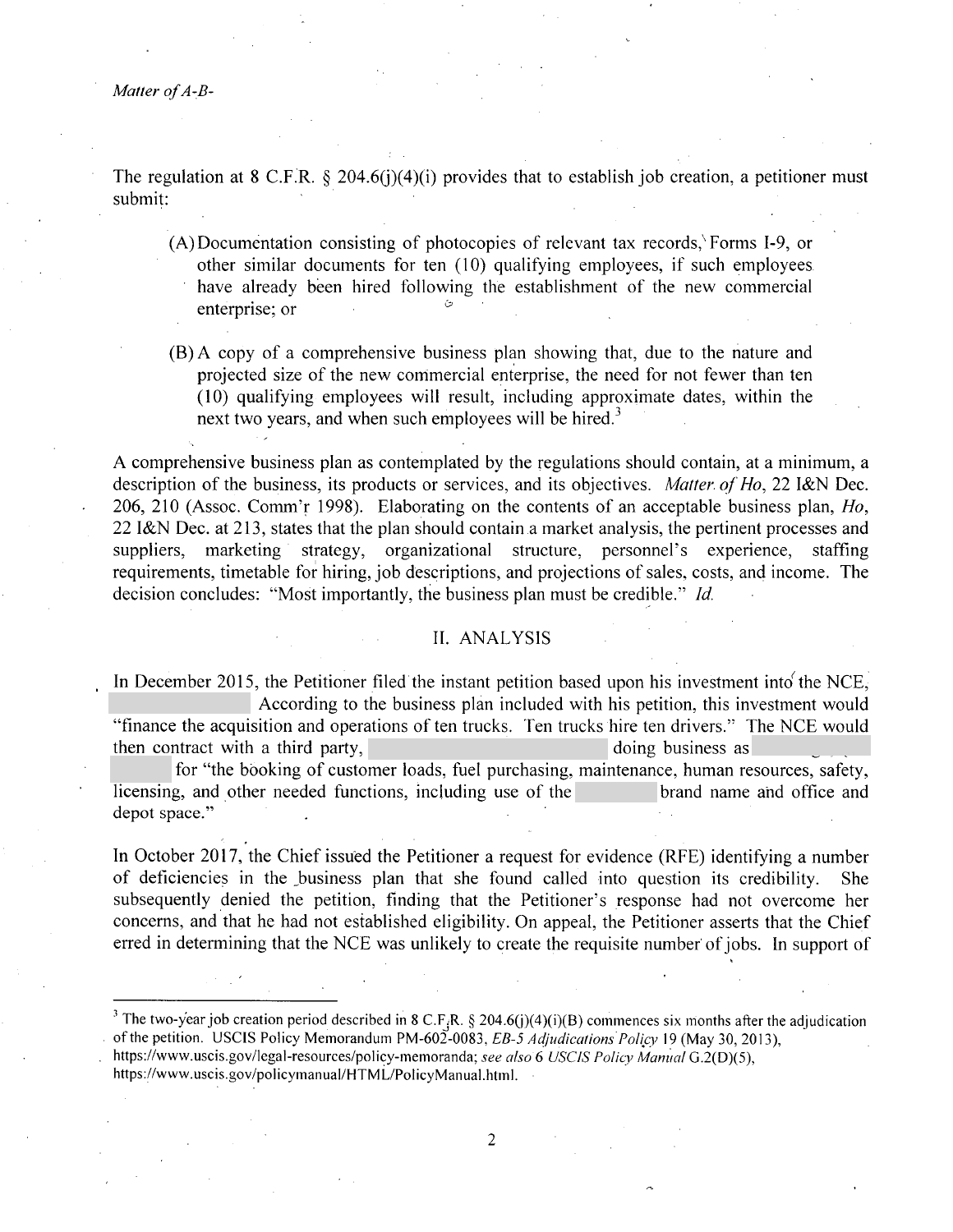The regulation at 8 C.F.R. § 204.6(j)(4)(i) provides that to establish job creation, a petitioner must submit:

(A) Documentation consisting of photocopies of relevant tax records, Forms I-9, or other similar documents for ten (10) qualifying employees, if such employees have already been hired following the establishment of the new commercial enterprise; or

(B) A copy of a comprehensive business plan showing that, due to the nature and projected size of the new commercial enterprise, the need for not fewer than ten (10) qualifying employees will result, including approximate dates, within the next two years, and when such employees will be hired.[3]

A comprehensive business plan as contemplated by the regulations should contain, at a minimum, a description of the business, its products or services, and its objectives. *Matter of Ho*, 22 I&N Dec. 206, 210 (Assoc. Comm'r 1998). Elaborating on the contents of an acceptable business plan, *Ho*, 22 I&N Dec. at 213, states that the plan should contain a market analysis, the pertinent processes and suppliers, marketing strategy, organizational structure, personnel's experience, staffing requirements, timetable for hiring, job descriptions, and projections of sales, costs, and income. The decision concludes: "Most importantly, the business plan must be credible." *Id.*

## II. ANALYSIS

In December 2015, the Petitioner filed the instant petition based upon his investment into the NCE, According to the business plan included with his petition, this investment would "finance the acquisition and operations of ten trucks. Ten trucks hire ten drivers." The NCE would then contract with a third party, doing business as for "the booking of customer loads, fuel purchasing, maintenance, human resources, safety, licensing, and other needed functions, including use of the brand name and office and depot space."

In October 2017, the Chief issued the Petitioner a request for evidence (RFE) identifying a number of deficiencies in the business plan that she found called into question its credibility. She subsequently denied the petition, finding that the Petitioner's response had not overcome her concerns, and that he had not established eligibility. On appeal, the Petitioner asserts that the Chief erred in determining that the NCE was unlikely to create the requisite number of jobs. In support of

---

[3] The two-year job creation period described in 8 C.F.R. § 204.6(j)(4)(i)(B) commences six months after the adjudication of the petition. USCIS Policy Memorandum PM-602-0083, *EB-5 Adjudications Policy* 19 (May 30, 2013), https://www.uscis.gov/legal-resources/policy-memoranda; *see also* 6 *USCIS Policy Manual* G.2(D)(5), https://www.uscis.gov/policymanual/HTML/PolicyManual.html.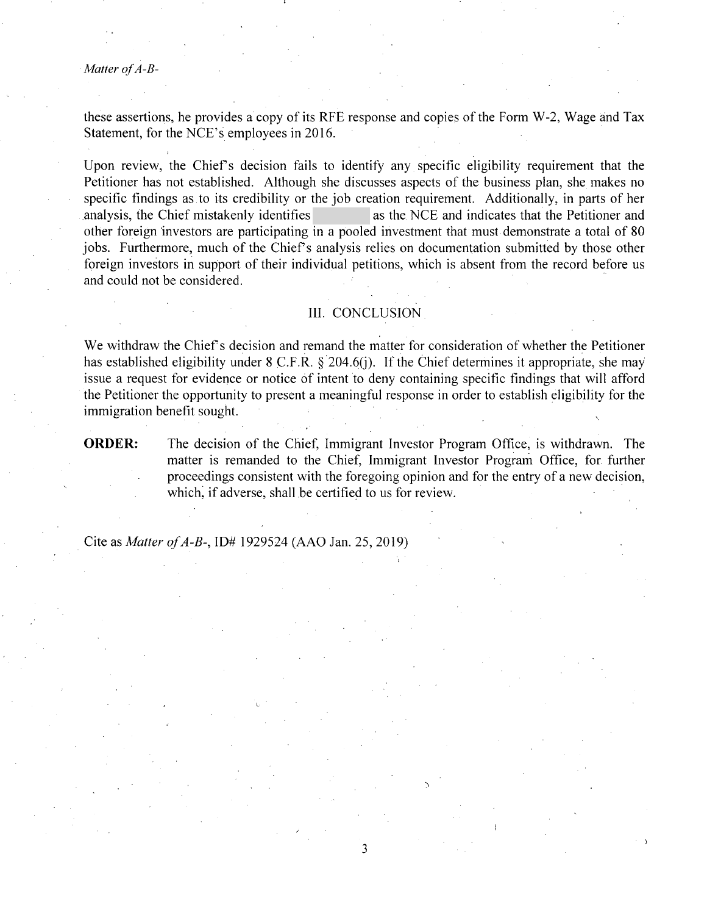these assertions, he provides a copy of its RFE response and copies of the Form W-2, Wage and Tax Statement, for the NCE's employees in 2016.

Upon review, the Chief's decision fails to identify any specific eligibility requirement that the Petitioner has not established. Although she discusses aspects of the business plan, she makes no specific findings as to its credibility or the job creation requirement. Additionally, in parts of her analysis, the Chief mistakenly identifies [redacted] as the NCE and indicates that the Petitioner and other foreign investors are participating in a pooled investment that must demonstrate a total of 80 jobs. Furthermore, much of the Chief's analysis relies on documentation submitted by those other foreign investors in support of their individual petitions, which is absent from the record before us and could not be considered.

## III. CONCLUSION

We withdraw the Chief's decision and remand the matter for consideration of whether the Petitioner has established eligibility under 8 C.F.R. § 204.6(j). If the Chief determines it appropriate, she may issue a request for evidence or notice of intent to deny containing specific findings that will afford the Petitioner the opportunity to present a meaningful response in order to establish eligibility for the immigration benefit sought.

**ORDER:** The decision of the Chief, Immigrant Investor Program Office, is withdrawn. The matter is remanded to the Chief, Immigrant Investor Program Office, for further proceedings consistent with the foregoing opinion and for the entry of a new decision, which, if adverse, shall be certified to us for review.

Cite as *Matter of A-B-*, ID# 1929524 (AAO Jan. 25, 2019)